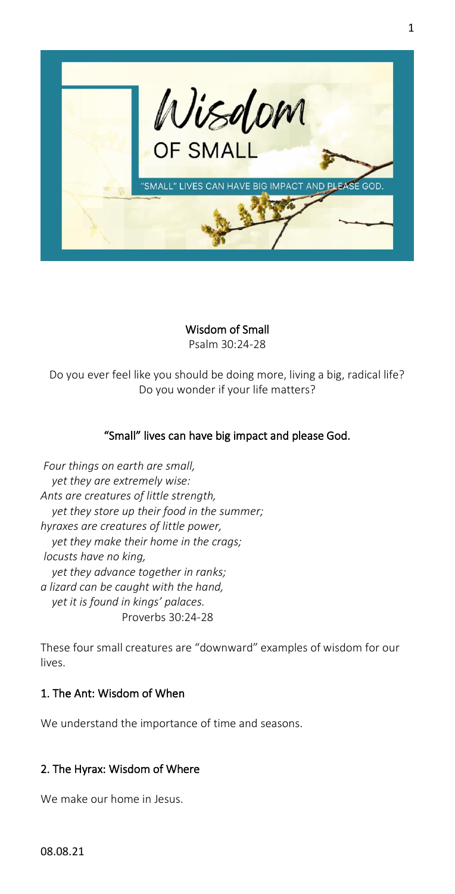Wisdom OF SMALL

"SMALL" LIVES CAN HAVE BIG IMPACT AND PLEASE GOD.

# Wisdom of Small

Psalm 30:24-28

Do you ever feel like you should be doing more, living a big, radical life? Do you wonder if your life matters?

**"Small" lives can have big impact and please God.**

*Four things on earth are small,*
*yet they are extremely wise:*
*Ants are creatures of little strength,*
*yet they store up their food in the summer;*
*hyraxes are creatures of little power,*
*yet they make their home in the crags;*
*locusts have no king,*
*yet they advance together in ranks;*
*a lizard can be caught with the hand,*
*yet it is found in kings' palaces.*
Proverbs 30:24-28

These four small creatures are "downward" examples of wisdom for our lives.

## 1. The Ant: Wisdom of When

We understand the importance of time and seasons.

## 2. The Hyrax: Wisdom of Where

We make our home in Jesus.

08.08.21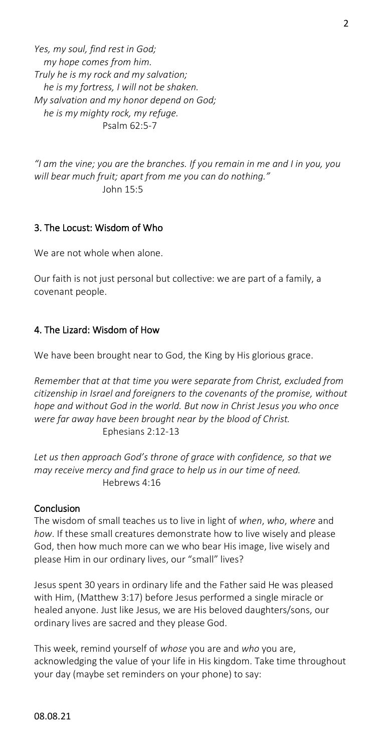*Yes, my soul, find rest in God;*
*my hope comes from him.*
*Truly he is my rock and my salvation;*
*he is my fortress, I will not be shaken.*
*My salvation and my honor depend on God;*
*he is my mighty rock, my refuge.*
Psalm 62:5-7

*"I am the vine; you are the branches. If you remain in me and I in you, you will bear much fruit; apart from me you can do nothing."*
John 15:5

## 3. The Locust: Wisdom of Who

We are not whole when alone.

Our faith is not just personal but collective: we are part of a family, a covenant people.

## 4. The Lizard: Wisdom of How

We have been brought near to God, the King by His glorious grace.

*Remember that at that time you were separate from Christ, excluded from citizenship in Israel and foreigners to the covenants of the promise, without hope and without God in the world. But now in Christ Jesus you who once were far away have been brought near by the blood of Christ.*
Ephesians 2:12-13

*Let us then approach God's throne of grace with confidence, so that we may receive mercy and find grace to help us in our time of need.*
Hebrews 4:16

## Conclusion

The wisdom of small teaches us to live in light of *when*, *who*, *where* and *how*. If these small creatures demonstrate how to live wisely and please God, then how much more can we who bear His image, live wisely and please Him in our ordinary lives, our "small" lives?

Jesus spent 30 years in ordinary life and the Father said He was pleased with Him, (Matthew 3:17) before Jesus performed a single miracle or healed anyone. Just like Jesus, we are His beloved daughters/sons, our ordinary lives are sacred and they please God.

This week, remind yourself of *whose* you are and *who* you are, acknowledging the value of your life in His kingdom. Take time throughout your day (maybe set reminders on your phone) to say: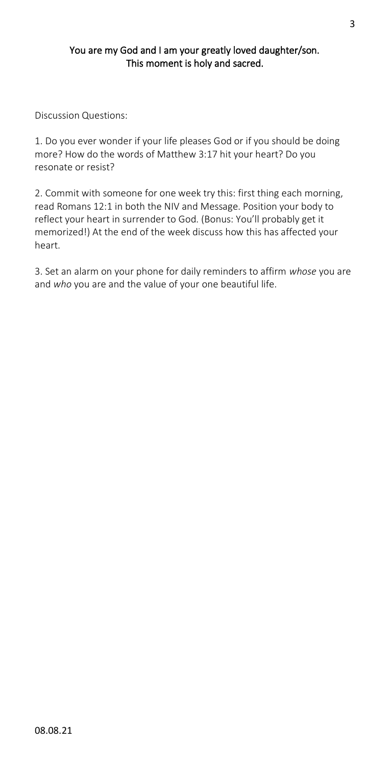**You are my God and I am your greatly loved daughter/son.**
**This moment is holy and sacred.**

Discussion Questions:

1. Do you ever wonder if your life pleases God or if you should be doing more? How do the words of Matthew 3:17 hit your heart? Do you resonate or resist?

2. Commit with someone for one week try this: first thing each morning, read Romans 12:1 in both the NIV and Message. Position your body to reflect your heart in surrender to God. (Bonus: You'll probably get it memorized!) At the end of the week discuss how this has affected your heart.

3. Set an alarm on your phone for daily reminders to affirm *whose* you are and *who* you are and the value of your one beautiful life.

08.08.21